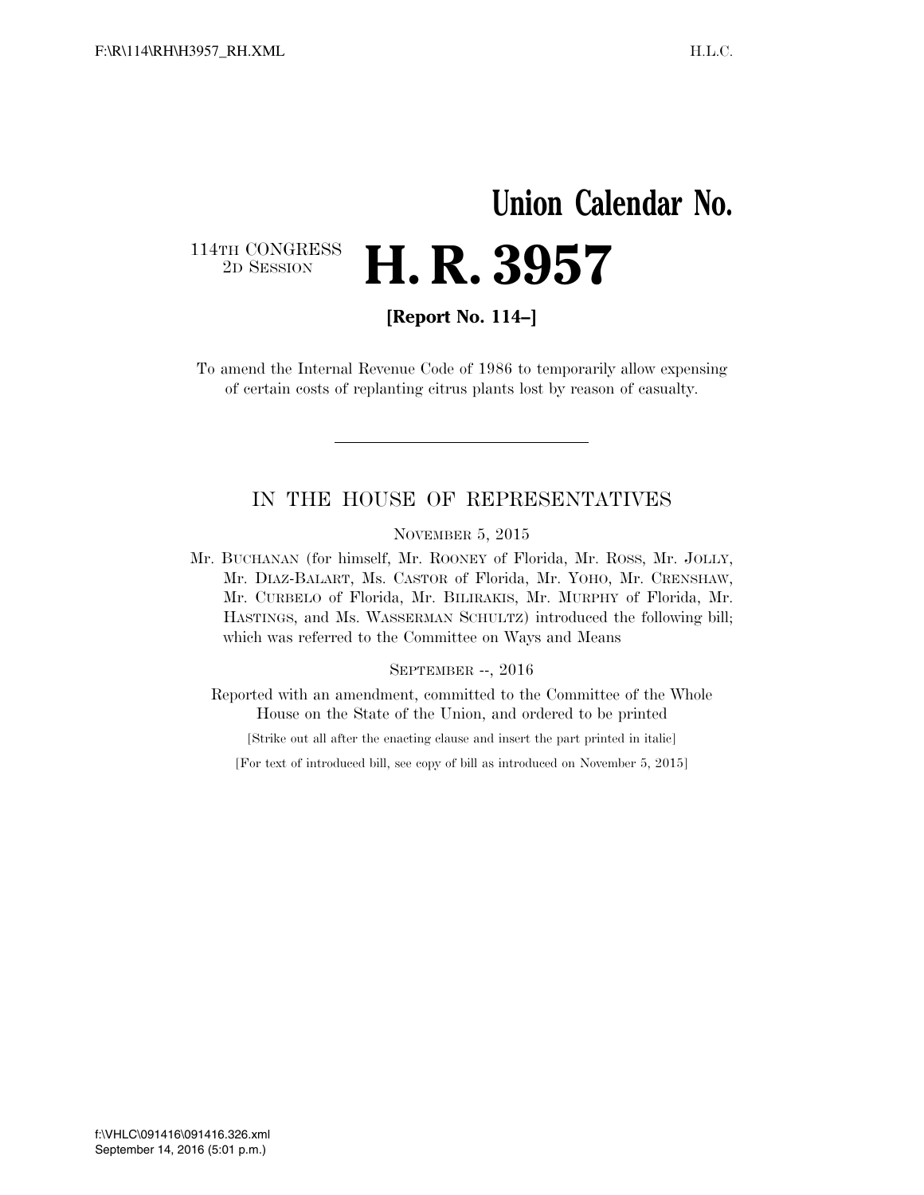# Union Calendar No.

114TH CONGRESS
2D SESSION

# H. R. 3957

**[Report No. 114–]**

To amend the Internal Revenue Code of 1986 to temporarily allow expensing of certain costs of replanting citrus plants lost by reason of casualty.

---

## IN THE HOUSE OF REPRESENTATIVES

NOVEMBER 5, 2015

Mr. BUCHANAN (for himself, Mr. ROONEY of Florida, Mr. ROSS, Mr. JOLLY, Mr. DIAZ-BALART, Ms. CASTOR of Florida, Mr. YOHO, Mr. CRENSHAW, Mr. CURBELO of Florida, Mr. BILIRAKIS, Mr. MURPHY of Florida, Mr. HASTINGS, and Ms. WASSERMAN SCHULTZ) introduced the following bill; which was referred to the Committee on Ways and Means

SEPTEMBER --, 2016

Reported with an amendment, committed to the Committee of the Whole House on the State of the Union, and ordered to be printed

[Strike out all after the enacting clause and insert the part printed in italic]

[For text of introduced bill, see copy of bill as introduced on November 5, 2015]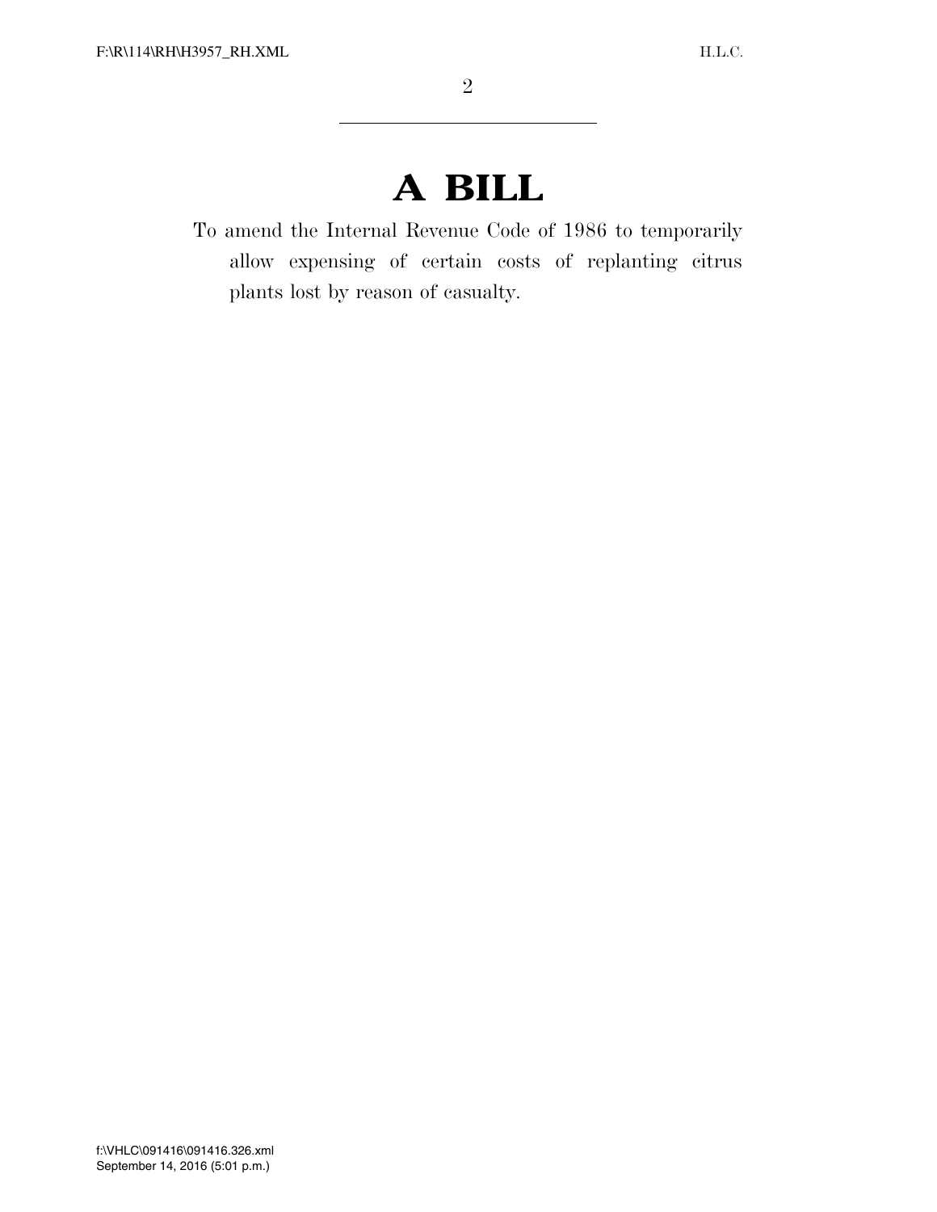# A BILL

To amend the Internal Revenue Code of 1986 to temporarily allow expensing of certain costs of replanting citrus plants lost by reason of casualty.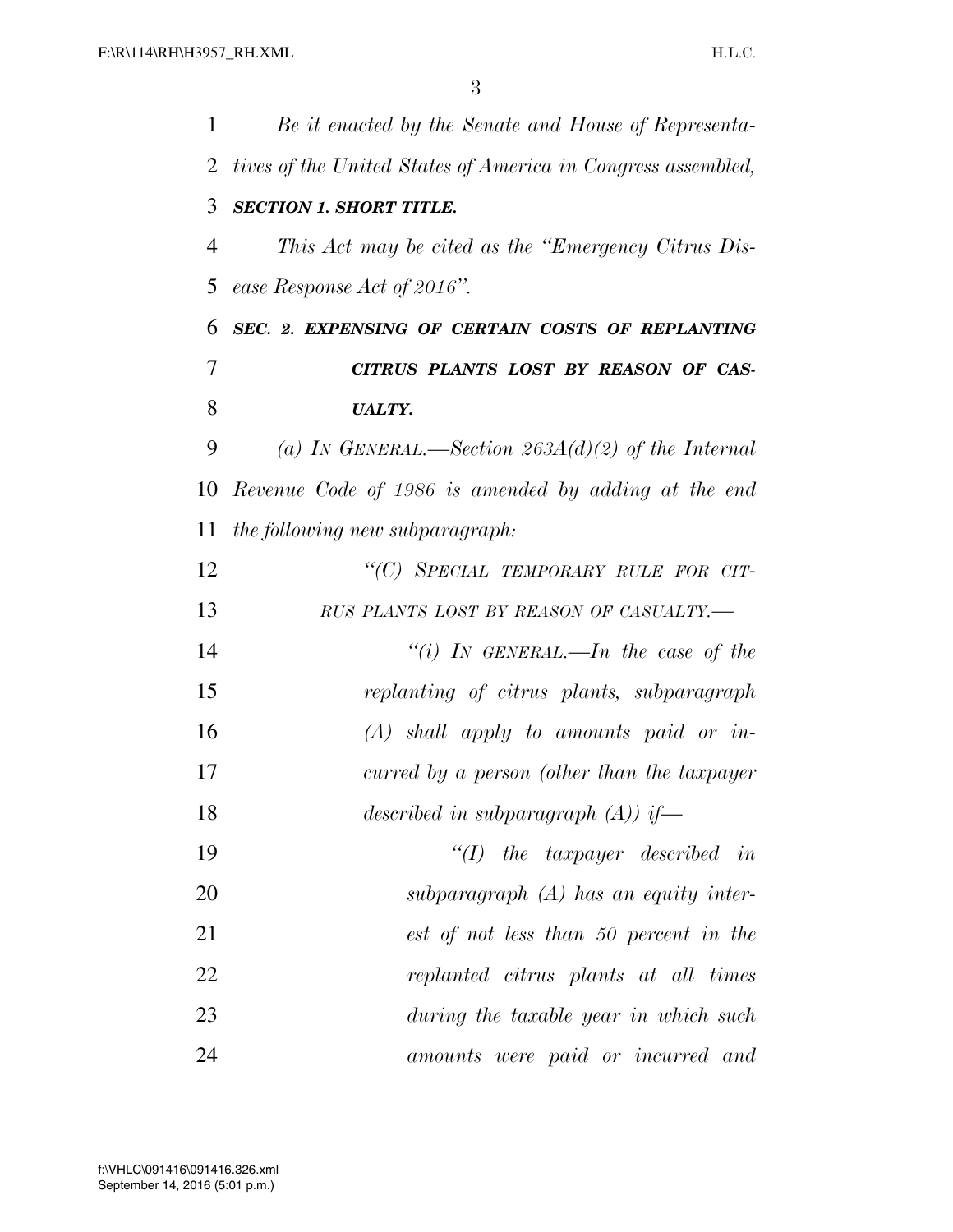*Be it enacted by the Senate and House of Representatives of the United States of America in Congress assembled,*

***SECTION 1. SHORT TITLE.***

*This Act may be cited as the "Emergency Citrus Disease Response Act of 2016".*

***SEC. 2. EXPENSING OF CERTAIN COSTS OF REPLANTING CITRUS PLANTS LOST BY REASON OF CASUALTY.***

*(a) IN GENERAL.—Section 263A(d)(2) of the Internal Revenue Code of 1986 is amended by adding at the end the following new subparagraph:*

*"(C) SPECIAL TEMPORARY RULE FOR CITRUS PLANTS LOST BY REASON OF CASUALTY.—*

*"(i) IN GENERAL.—In the case of the replanting of citrus plants, subparagraph (A) shall apply to amounts paid or incurred by a person (other than the taxpayer described in subparagraph (A)) if—*

*"(I) the taxpayer described in subparagraph (A) has an equity interest of not less than 50 percent in the replanted citrus plants at all times during the taxable year in which such amounts were paid or incurred and*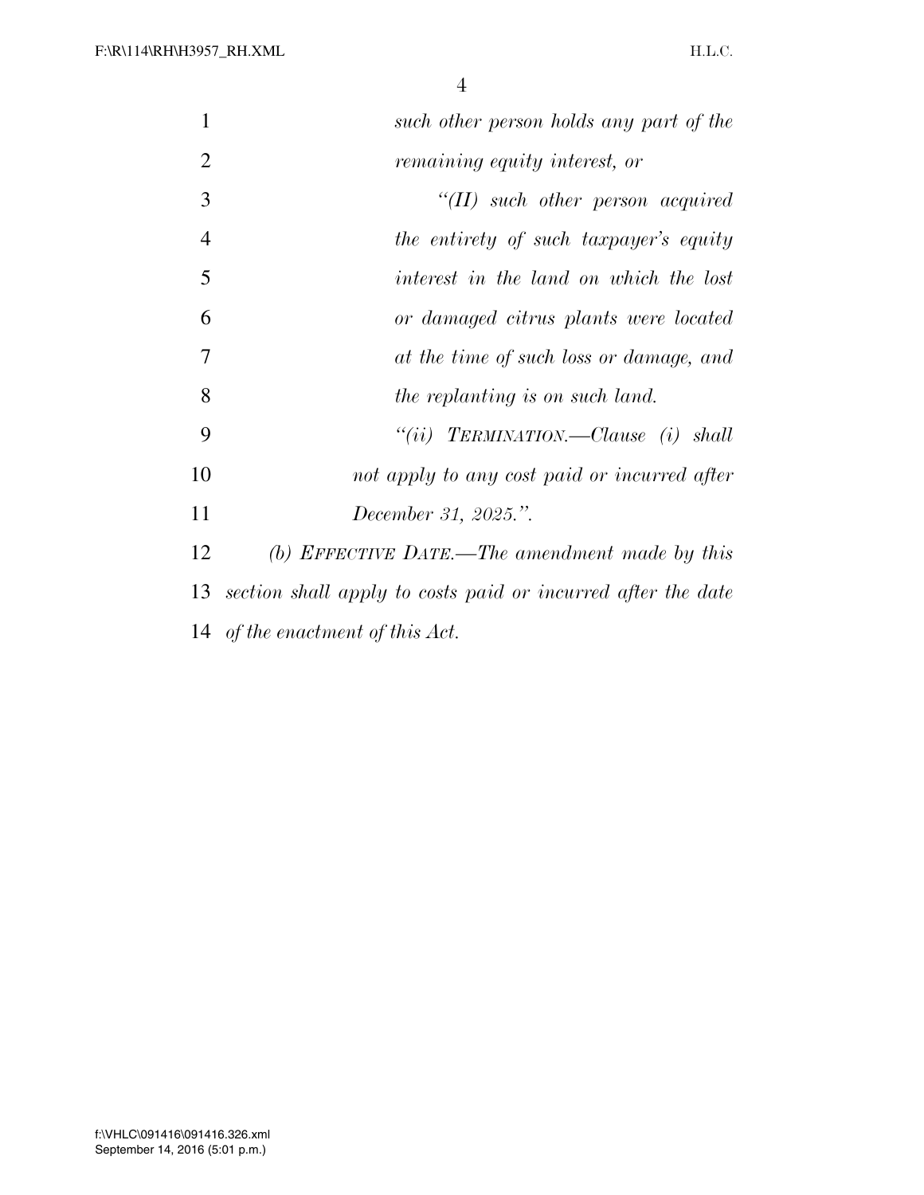*such other person holds any part of the remaining equity interest, or*

*"(II) such other person acquired the entirety of such taxpayer's equity interest in the land on which the lost or damaged citrus plants were located at the time of such loss or damage, and the replanting is on such land.*

*"(ii) TERMINATION.—Clause (i) shall not apply to any cost paid or incurred after December 31, 2025.".*

*(b) EFFECTIVE DATE.—The amendment made by this section shall apply to costs paid or incurred after the date of the enactment of this Act.*